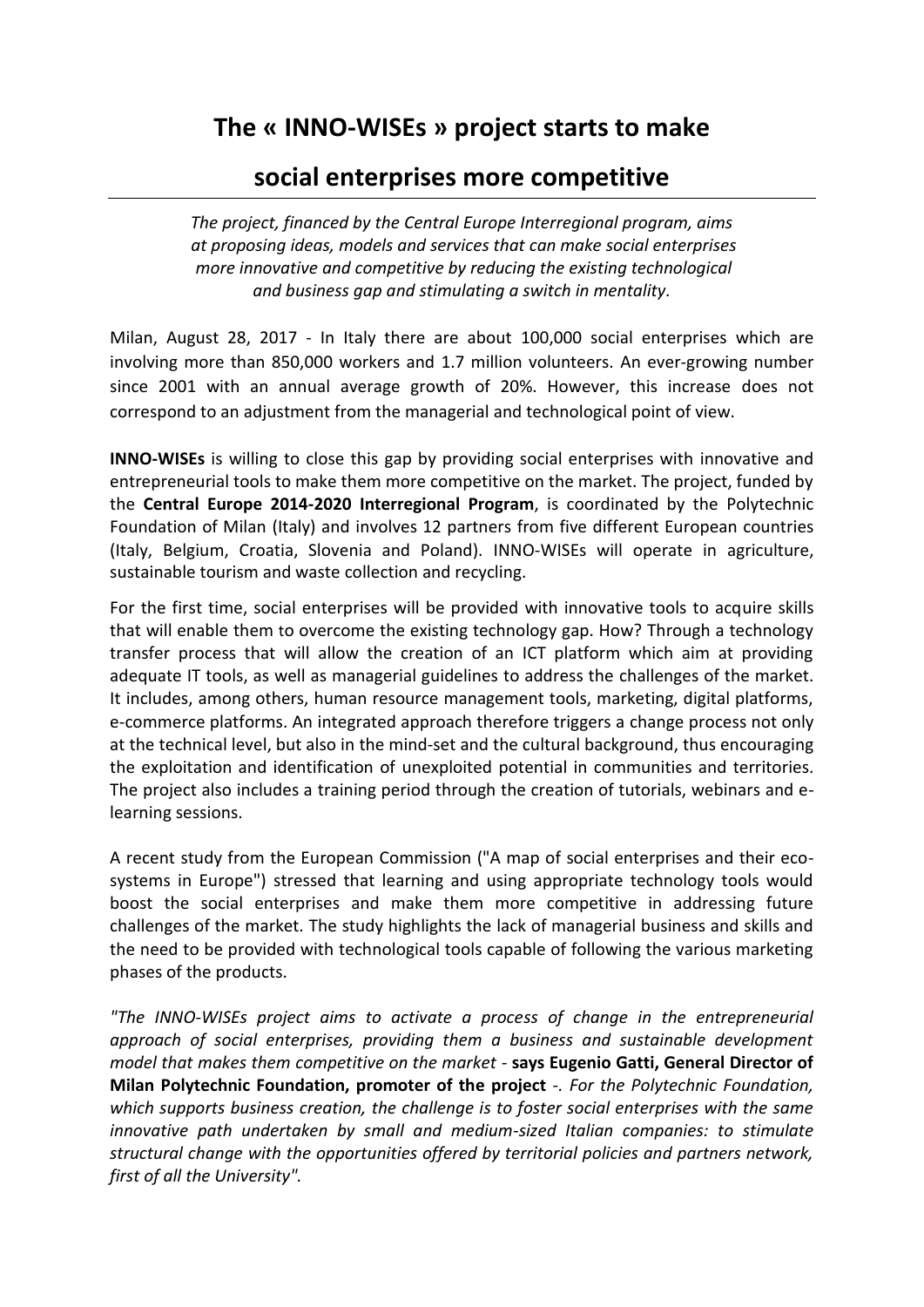# The « INNO-WISEs » project starts to make social enterprises more competitive

*The project, financed by the Central Europe Interregional program, aims at proposing ideas, models and services that can make social enterprises more innovative and competitive by reducing the existing technological and business gap and stimulating a switch in mentality.*

Milan, August 28, 2017 - In Italy there are about 100,000 social enterprises which are involving more than 850,000 workers and 1.7 million volunteers. An ever-growing number since 2001 with an annual average growth of 20%. However, this increase does not correspond to an adjustment from the managerial and technological point of view.

**INNO-WISEs** is willing to close this gap by providing social enterprises with innovative and entrepreneurial tools to make them more competitive on the market. The project, funded by the **Central Europe 2014-2020 Interregional Program**, is coordinated by the Polytechnic Foundation of Milan (Italy) and involves 12 partners from five different European countries (Italy, Belgium, Croatia, Slovenia and Poland). INNO-WISEs will operate in agriculture, sustainable tourism and waste collection and recycling.

For the first time, social enterprises will be provided with innovative tools to acquire skills that will enable them to overcome the existing technology gap. How? Through a technology transfer process that will allow the creation of an ICT platform which aim at providing adequate IT tools, as well as managerial guidelines to address the challenges of the market. It includes, among others, human resource management tools, marketing, digital platforms, e-commerce platforms. An integrated approach therefore triggers a change process not only at the technical level, but also in the mind-set and the cultural background, thus encouraging the exploitation and identification of unexploited potential in communities and territories. The project also includes a training period through the creation of tutorials, webinars and e-learning sessions.

A recent study from the European Commission ("A map of social enterprises and their eco-systems in Europe") stressed that learning and using appropriate technology tools would boost the social enterprises and make them more competitive in addressing future challenges of the market. The study highlights the lack of managerial business and skills and the need to be provided with technological tools capable of following the various marketing phases of the products.

*"The INNO-WISEs project aims to activate a process of change in the entrepreneurial approach of social enterprises, providing them a business and sustainable development model that makes them competitive on the market* - **says Eugenio Gatti, General Director of Milan Polytechnic Foundation, promoter of the project** -*. For the Polytechnic Foundation, which supports business creation, the challenge is to foster social enterprises with the same innovative path undertaken by small and medium-sized Italian companies: to stimulate structural change with the opportunities offered by territorial policies and partners network, first of all the University".*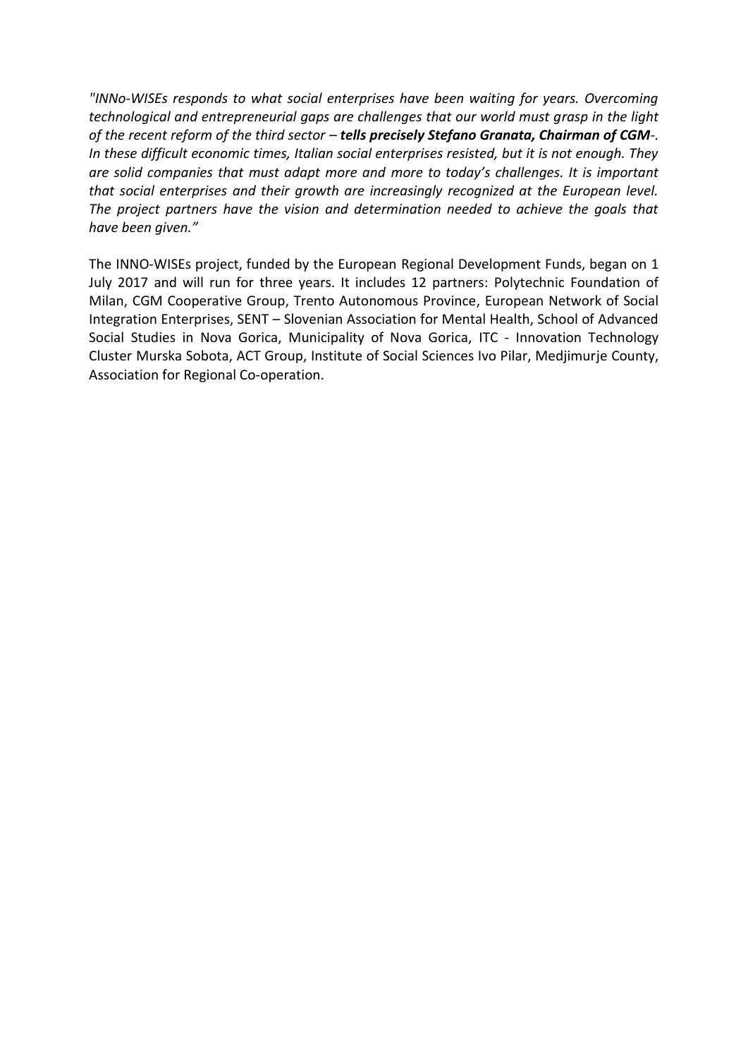*"INNo-WISEs responds to what social enterprises have been waiting for years. Overcoming technological and entrepreneurial gaps are challenges that our world must grasp in the light of the recent reform of the third sector –* ***tells precisely Stefano Granata, Chairman of CGM****-. In these difficult economic times, Italian social enterprises resisted, but it is not enough. They are solid companies that must adapt more and more to today's challenges. It is important that social enterprises and their growth are increasingly recognized at the European level. The project partners have the vision and determination needed to achieve the goals that have been given."*

The INNO-WISEs project, funded by the European Regional Development Funds, began on 1 July 2017 and will run for three years. It includes 12 partners: Polytechnic Foundation of Milan, CGM Cooperative Group, Trento Autonomous Province, European Network of Social Integration Enterprises, SENT – Slovenian Association for Mental Health, School of Advanced Social Studies in Nova Gorica, Municipality of Nova Gorica, ITC - Innovation Technology Cluster Murska Sobota, ACT Group, Institute of Social Sciences Ivo Pilar, Medjimurje County, Association for Regional Co-operation.